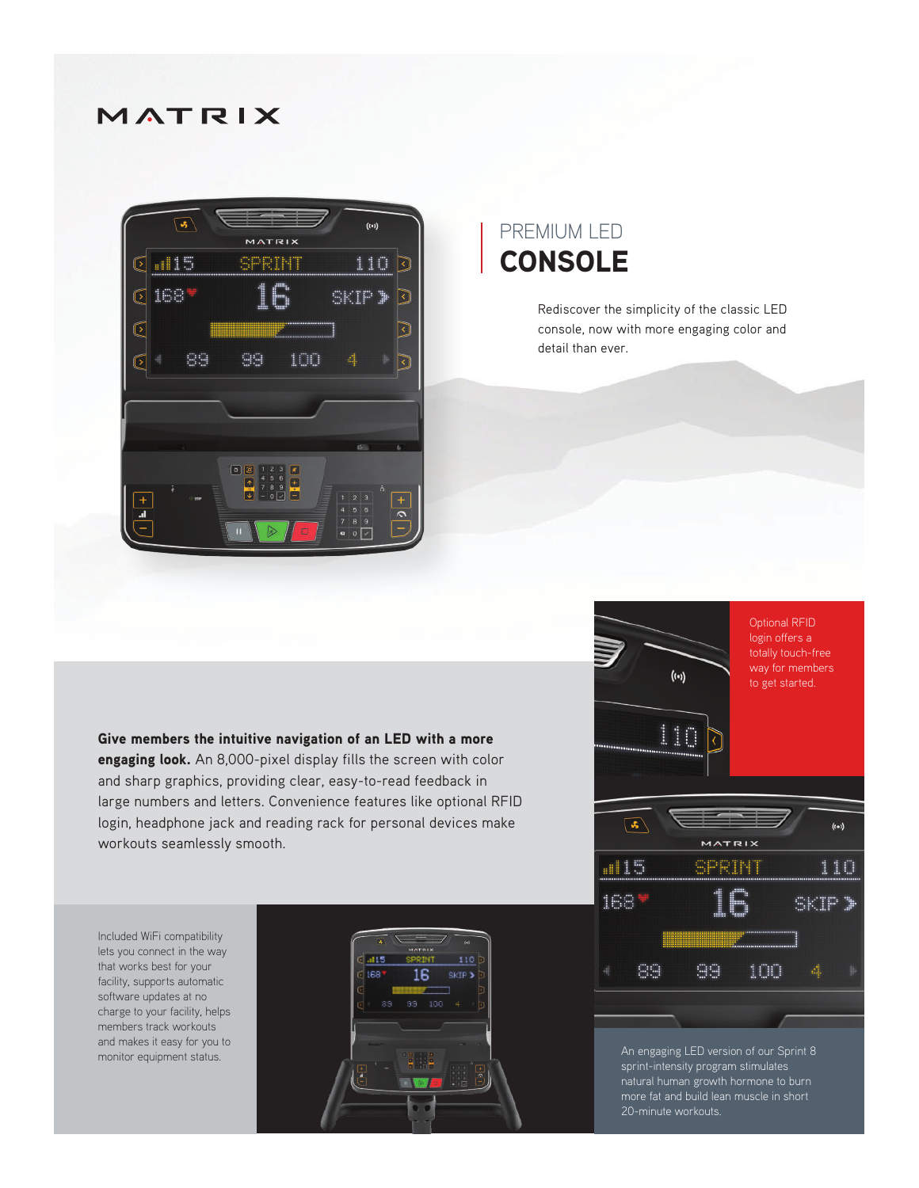MATRIX

# PREMIUM LED
# CONSOLE

Rediscover the simplicity of the classic LED console, now with more engaging color and detail than ever.

Optional RFID login offers a totally touch-free way for members to get started.

**Give members the intuitive navigation of an LED with a more engaging look.** An 8,000-pixel display fills the screen with color and sharp graphics, providing clear, easy-to-read feedback in large numbers and letters. Convenience features like optional RFID login, headphone jack and reading rack for personal devices make workouts seamlessly smooth.

Included WiFi compatibility lets you connect in the way that works best for your facility, supports automatic software updates at no charge to your facility, helps members track workouts and makes it easy for you to monitor equipment status.

An engaging LED version of our Sprint 8 sprint-intensity program stimulates natural human growth hormone to burn more fat and build lean muscle in short 20-minute workouts.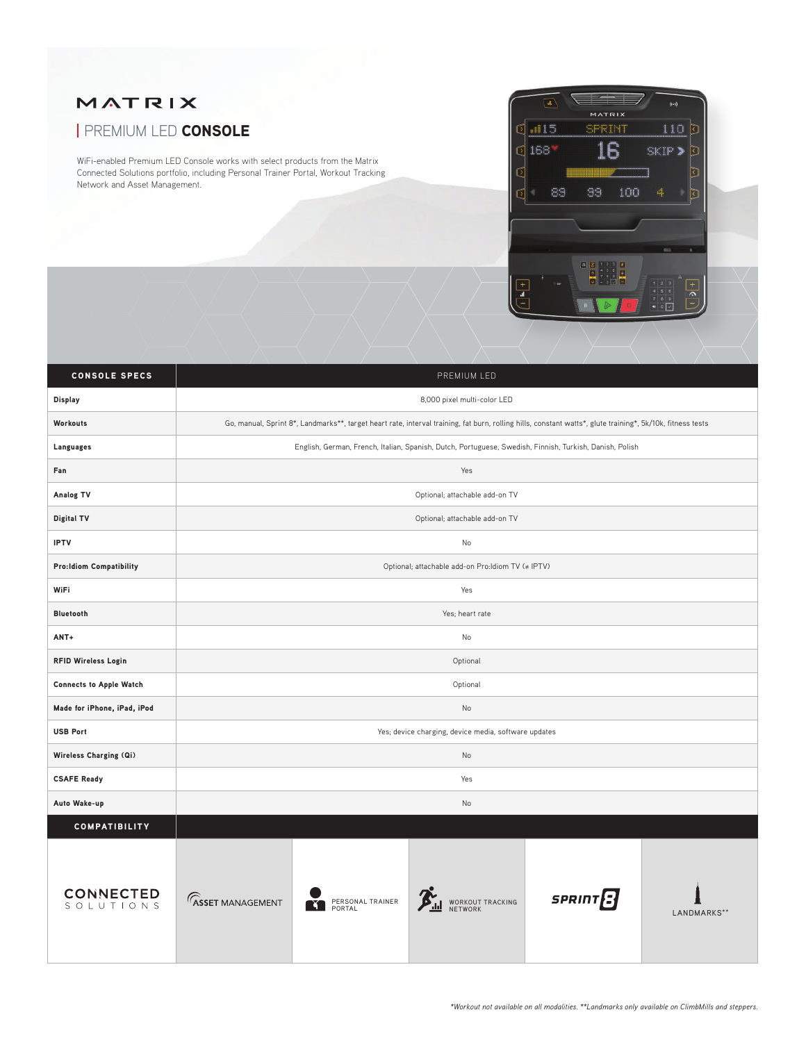# MATRIX

## | PREMIUM LED **CONSOLE**

WiFi-enabled Premium LED Console works with select products from the Matrix Connected Solutions portfolio, including Personal Trainer Portal, Workout Tracking Network and Asset Management.

| CONSOLE SPECS | PREMIUM LED |
|---|---|
| **Display** | 8,000 pixel multi-color LED |
| **Workouts** | Go, manual, Sprint 8*, Landmarks**, target heart rate, interval training, fat burn, rolling hills, constant watts*, glute training*, 5k/10k, fitness tests |
| **Languages** | English, German, French, Italian, Spanish, Dutch, Portuguese, Swedish, Finnish, Turkish, Danish, Polish |
| **Fan** | Yes |
| **Analog TV** | Optional; attachable add-on TV |
| **Digital TV** | Optional; attachable add-on TV |
| **IPTV** | No |
| **Pro:Idiom Compatibility** | Optional; attachable add-on Pro:Idiom TV (≠ IPTV) |
| **WiFi** | Yes |
| **Bluetooth** | Yes; heart rate |
| **ANT+** | No |
| **RFID Wireless Login** | Optional |
| **Connects to Apple Watch** | Optional |
| **Made for iPhone, iPad, iPod** | No |
| **USB Port** | Yes; device charging, device media, software updates |
| **Wireless Charging (Qi)** | No |
| **CSAFE Ready** | Yes |
| **Auto Wake-up** | No |

## COMPATIBILITY

| | | | | | |
|---|---|---|---|---|---|
| CONNECTED SOLUTIONS | ASSET MANAGEMENT | PERSONAL TRAINER PORTAL | WORKOUT TRACKING NETWORK | SPRINT 8 | LANDMARKS** |

*Workout not available on all modalities. **Landmarks only available on ClimbMills and steppers.*